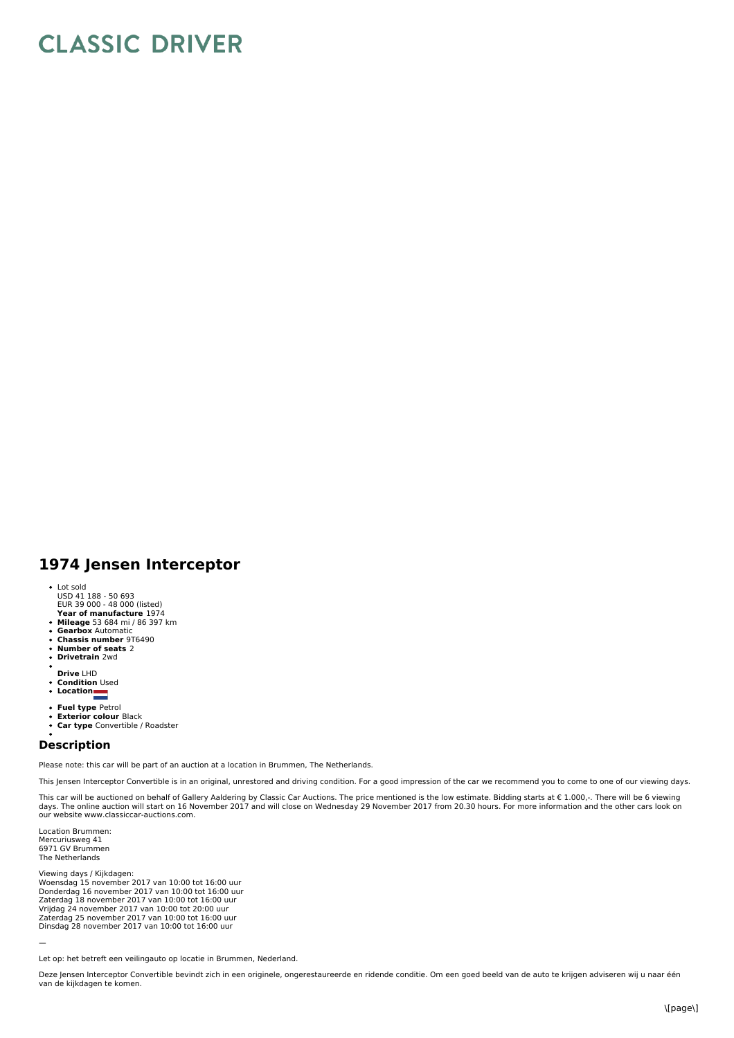# CLASSIC DRIVER

## 1974 Jensen Interceptor

- Lot sold
  USD 41 188 - 50 693
  EUR 39 000 - 48 000 (listed)
  **Year of manufacture** 1974
- **Mileage** 53 684 mi / 86 397 km
- **Gearbox** Automatic
- **Chassis number** 9T6490
- **Number of seats** 2
- **Drivetrain** 2wd
- **Drive** LHD
- **Condition** Used
- **Location**
- **Fuel type** Petrol
- **Exterior colour** Black
- **Car type** Convertible / Roadster

## Description

Please note: this car will be part of an auction at a location in Brummen, The Netherlands.

This Jensen Interceptor Convertible is in an original, unrestored and driving condition. For a good impression of the car we recommend you to come to one of our viewing days.

This car will be auctioned on behalf of Gallery Aaldering by Classic Car Auctions. The price mentioned is the low estimate. Bidding starts at € 1.000,-. There will be 6 viewing days. The online auction will start on 16 November 2017 and will close on Wednesday 29 November 2017 from 20.30 hours. For more information and the other cars look on our website www.classiccar-auctions.com.

Location Brummen:
Mercuriusweg 41
6971 GV Brummen
The Netherlands

Viewing days / Kijkdagen:
Woensdag 15 november 2017 van 10:00 tot 16:00 uur
Donderdag 16 november 2017 van 10:00 tot 16:00 uur
Zaterdag 18 november 2017 van 10:00 tot 16:00 uur
Vrijdag 24 november 2017 van 10:00 tot 20:00 uur
Zaterdag 25 november 2017 van 10:00 tot 16:00 uur
Dinsdag 28 november 2017 van 10:00 tot 16:00 uur

—

Let op: het betreft een veilingauto op locatie in Brummen, Nederland.

Deze Jensen Interceptor Convertible bevindt zich in een originele, ongerestaureerde en ridende conditie. Om een goed beeld van de auto te krijgen adviseren wij u naar één van de kijkdagen te komen.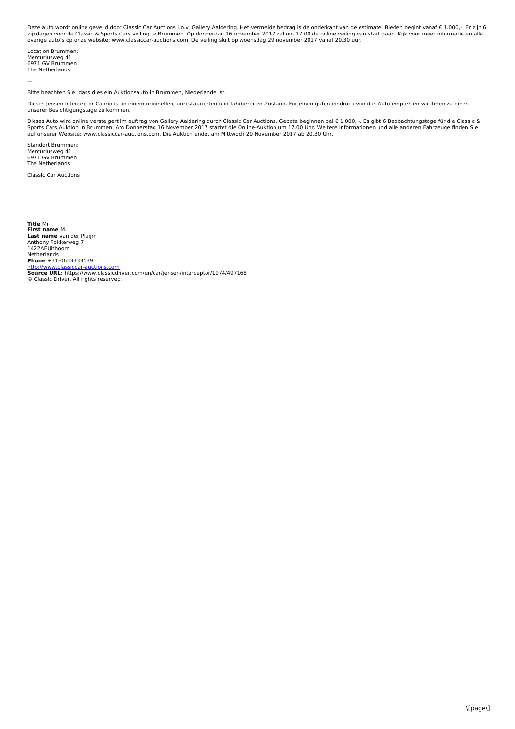Deze auto wordt online geveild door Classic Car Auctions i.o.v. Gallery Aaldering. Het vermelde bedrag is de onderkant van de estimate. Bieden begint vanaf € 1.000,-. Er zijn 6 kijkdagen voor de Classic & Sports Cars veiling te Brummen. Op donderdag 16 november 2017 zal om 17.00 de online veiling van start gaan. Kijk voor meer informatie en alle overige auto's op onze website: www.classiccar-auctions.com. De veiling sluit op woensdag 29 november 2017 vanaf 20.30 uur.

Location Brummen:
Mercuriusweg 41
6971 GV Brummen
The Netherlands

—

Bitte beachten Sie: dass dies ein Auktionsauto in Brummen, Niederlande ist.

Dieses Jensen Interceptor Cabrio ist in einem originellen, unrestaurierten und fahrbereiten Zustand. Für einen guten eindruck von das Auto empfehlen wir Ihnen zu einen unserer Besichtigungstage zu kommen.

Dieses Auto wird online versteigert im auftrag von Gallery Aaldering durch Classic Car Auctions. Gebote beginnen bei € 1.000, -. Es gibt 6 Beobachtungstage für die Classic & Sports Cars Auktion in Brummen. Am Donnerstag 16 November 2017 startet die Online-Auktion um 17.00 Uhr. Weitere Informationen und alle anderen Fahrzeuge finden Sie auf unserer Website: www.classiccar-auctions.com. Die Auktion endet am Mittwoch 29 November 2017 ab 20.30 Uhr.

Standort Brummen:
Mercuriusweg 41
6971 GV Brummen
The Netherlands

Classic Car Auctions

**Title** Mr
**First name** M.
**Last name** van der Pluijm
Anthony Fokkerweg 7
1422AEUithoorn
Netherlands
**Phone** +31-0633333539
http://www.classiccar-auctions.com
**Source URL:** https://www.classicdriver.com/en/car/jensen/interceptor/1974/497168
© Classic Driver. All rights reserved.